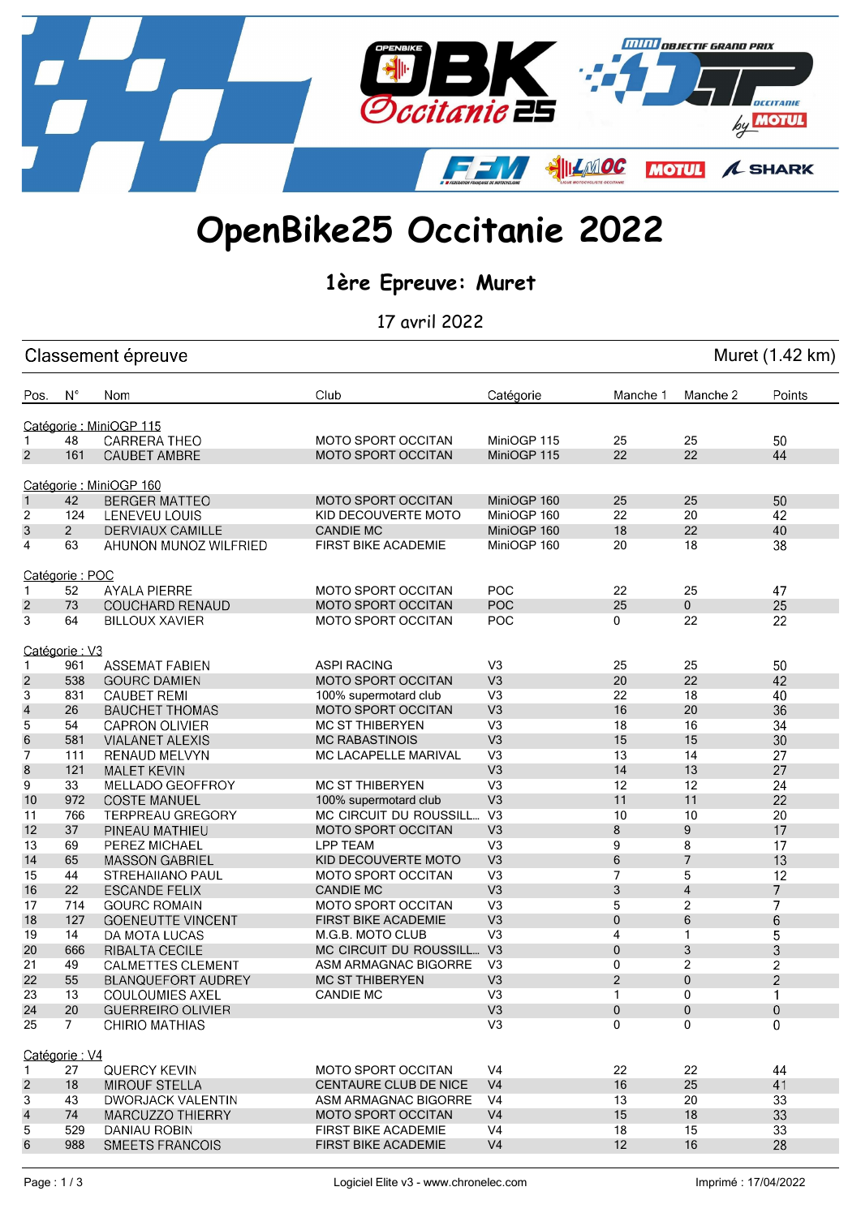# OpenBike25 Occitanie 2022

## 1ère Epreuve: Muret

17 avril 2022

Classement épreuve — Muret (1.42 km)

| Pos. | N° | Nom | Club | Catégorie | Manche 1 | Manche 2 | Points |
|---|---|---|---|---|---|---|---|
| **Catégorie : MiniOGP 115** | | | | | | | |
| 1 | 48 | CARRERA THEO | MOTO SPORT OCCITAN | MiniOGP 115 | 25 | 25 | 50 |
| 2 | 161 | CAUBET AMBRE | MOTO SPORT OCCITAN | MiniOGP 115 | 22 | 22 | 44 |
| **Catégorie : MiniOGP 160** | | | | | | | |
| 1 | 42 | BERGER MATTEO | MOTO SPORT OCCITAN | MiniOGP 160 | 25 | 25 | 50 |
| 2 | 124 | LENEVEU LOUIS | KID DECOUVERTE MOTO | MiniOGP 160 | 22 | 20 | 42 |
| 3 | 2 | DERVIAUX CAMILLE | CANDIE MC | MiniOGP 160 | 18 | 22 | 40 |
| 4 | 63 | AHUNON MUNOZ WILFRIED | FIRST BIKE ACADEMIE | MiniOGP 160 | 20 | 18 | 38 |
| **Catégorie : POC** | | | | | | | |
| 1 | 52 | AYALA PIERRE | MOTO SPORT OCCITAN | POC | 22 | 25 | 47 |
| 2 | 73 | COUCHARD RENAUD | MOTO SPORT OCCITAN | POC | 25 | 0 | 25 |
| 3 | 64 | BILLOUX XAVIER | MOTO SPORT OCCITAN | POC | 0 | 22 | 22 |
| **Catégorie : V3** | | | | | | | |
| 1 | 961 | ASSEMAT FABIEN | ASPI RACING | V3 | 25 | 25 | 50 |
| 2 | 538 | GOURC DAMIEN | MOTO SPORT OCCITAN | V3 | 20 | 22 | 42 |
| 3 | 831 | CAUBET REMI | 100% supermotard club | V3 | 22 | 18 | 40 |
| 4 | 26 | BAUCHET THOMAS | MOTO SPORT OCCITAN | V3 | 16 | 20 | 36 |
| 5 | 54 | CAPRON OLIVIER | MC ST THIBERYEN | V3 | 18 | 16 | 34 |
| 6 | 581 | VIALANET ALEXIS | MC RABASTINOIS | V3 | 15 | 15 | 30 |
| 7 | 111 | RENAUD MELVYN | MC LACAPELLE MARIVAL | V3 | 13 | 14 | 27 |
| 8 | 121 | MALET KEVIN | | V3 | 14 | 13 | 27 |
| 9 | 33 | MELLADO GEOFFROY | MC ST THIBERYEN | V3 | 12 | 12 | 24 |
| 10 | 972 | COSTE MANUEL | 100% supermotard club | V3 | 11 | 11 | 22 |
| 11 | 766 | TERPREAU GREGORY | MC CIRCUIT DU ROUSSILL... | V3 | 10 | 10 | 20 |
| 12 | 37 | PINEAU MATHIEU | MOTO SPORT OCCITAN | V3 | 8 | 9 | 17 |
| 13 | 69 | PEREZ MICHAEL | LPP TEAM | V3 | 9 | 8 | 17 |
| 14 | 65 | MASSON GABRIEL | KID DECOUVERTE MOTO | V3 | 6 | 7 | 13 |
| 15 | 44 | STREHAIIANO PAUL | MOTO SPORT OCCITAN | V3 | 7 | 5 | 12 |
| 16 | 22 | ESCANDE FELIX | CANDIE MC | V3 | 3 | 4 | 7 |
| 17 | 714 | GOURC ROMAIN | MOTO SPORT OCCITAN | V3 | 5 | 2 | 7 |
| 18 | 127 | GOENEUTTE VINCENT | FIRST BIKE ACADEMIE | V3 | 0 | 6 | 6 |
| 19 | 14 | DA MOTA LUCAS | M.G.B. MOTO CLUB | V3 | 4 | 1 | 5 |
| 20 | 666 | RIBALTA CECILE | MC CIRCUIT DU ROUSSILL... | V3 | 0 | 3 | 3 |
| 21 | 49 | CALMETTES CLEMENT | ASM ARMAGNAC BIGORRE | V3 | 0 | 2 | 2 |
| 22 | 55 | BLANQUEFORT AUDREY | MC ST THIBERYEN | V3 | 2 | 0 | 2 |
| 23 | 13 | COULOUMIES AXEL | CANDIE MC | V3 | 1 | 0 | 1 |
| 24 | 20 | GUERREIRO OLIVIER | | V3 | 0 | 0 | 0 |
| 25 | 7 | CHIRIO MATHIAS | | V3 | 0 | 0 | 0 |
| **Catégorie : V4** | | | | | | | |
| 1 | 27 | QUERCY KEVIN | MOTO SPORT OCCITAN | V4 | 22 | 22 | 44 |
| 2 | 18 | MIROUF STELLA | CENTAURE CLUB DE NICE | V4 | 16 | 25 | 41 |
| 3 | 43 | DWORJACK VALENTIN | ASM ARMAGNAC BIGORRE | V4 | 13 | 20 | 33 |
| 4 | 74 | MARCUZZO THIERRY | MOTO SPORT OCCITAN | V4 | 15 | 18 | 33 |
| 5 | 529 | DANIAU ROBIN | FIRST BIKE ACADEMIE | V4 | 18 | 15 | 33 |
| 6 | 988 | SMEETS FRANCOIS | FIRST BIKE ACADEMIE | V4 | 12 | 16 | 28 |

Logiciel Elite v3 - www.chronelec.com — Imprimé : 17/04/2022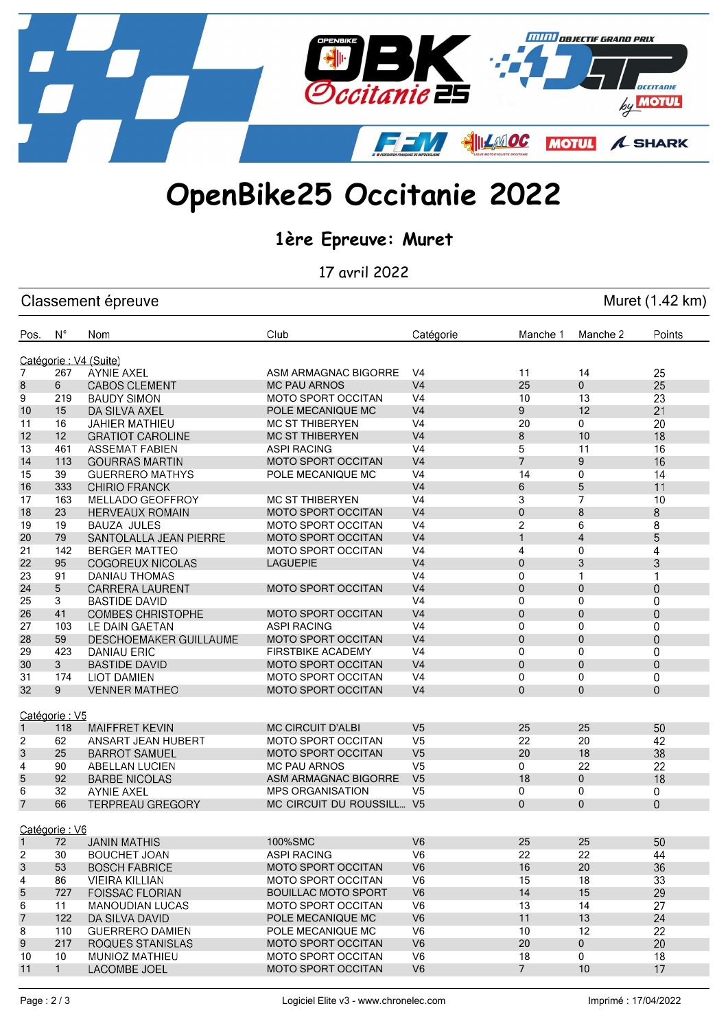# OpenBike25 Occitanie 2022

## 1ère Epreuve: Muret

17 avril 2022

**Classement épreuve** — Muret (1.42 km)

| Pos. | N° | Nom | Club | Catégorie | Manche 1 | Manche 2 | Points |
|---|---|---|---|---|---|---|---|
| Catégorie : V4 (Suite) | | | | | | | |
| 7 | 267 | AYNIE AXEL | ASM ARMAGNAC BIGORRE | V4 | 11 | 14 | 25 |
| 8 | 6 | CABOS CLEMENT | MC PAU ARNOS | V4 | 25 | 0 | 25 |
| 9 | 219 | BAUDY SIMON | MOTO SPORT OCCITAN | V4 | 10 | 13 | 23 |
| 10 | 15 | DA SILVA AXEL | POLE MECANIQUE MC | V4 | 9 | 12 | 21 |
| 11 | 16 | JAHIER MATHIEU | MC ST THIBERYEN | V4 | 20 | 0 | 20 |
| 12 | 12 | GRATIOT CAROLINE | MC ST THIBERYEN | V4 | 8 | 10 | 18 |
| 13 | 461 | ASSEMAT FABIEN | ASPI RACING | V4 | 5 | 11 | 16 |
| 14 | 113 | GOURRAS MARTIN | MOTO SPORT OCCITAN | V4 | 7 | 9 | 16 |
| 15 | 39 | GUERRERO MATHYS | POLE MECANIQUE MC | V4 | 14 | 0 | 14 |
| 16 | 333 | CHIRIO FRANCK | | V4 | 6 | 5 | 11 |
| 17 | 163 | MELLADO GEOFFROY | MC ST THIBERYEN | V4 | 3 | 7 | 10 |
| 18 | 23 | HERVEAUX ROMAIN | MOTO SPORT OCCITAN | V4 | 0 | 8 | 8 |
| 19 | 19 | BAUZA JULES | MOTO SPORT OCCITAN | V4 | 2 | 6 | 8 |
| 20 | 79 | SANTOLALLA JEAN PIERRE | MOTO SPORT OCCITAN | V4 | 1 | 4 | 5 |
| 21 | 142 | BERGER MATTEO | MOTO SPORT OCCITAN | V4 | 4 | 0 | 4 |
| 22 | 95 | COGOREUX NICOLAS | LAGUEPIE | V4 | 0 | 3 | 3 |
| 23 | 91 | DANIAU THOMAS | | V4 | 0 | 1 | 1 |
| 24 | 5 | CARRERA LAURENT | MOTO SPORT OCCITAN | V4 | 0 | 0 | 0 |
| 25 | 3 | BASTIDE DAVID | | V4 | 0 | 0 | 0 |
| 26 | 41 | COMBES CHRISTOPHE | MOTO SPORT OCCITAN | V4 | 0 | 0 | 0 |
| 27 | 103 | LE DAIN GAETAN | ASPI RACING | V4 | 0 | 0 | 0 |
| 28 | 59 | DESCHOEMAKER GUILLAUME | MOTO SPORT OCCITAN | V4 | 0 | 0 | 0 |
| 29 | 423 | DANIAU ERIC | FIRSTBIKE ACADEMY | V4 | 0 | 0 | 0 |
| 30 | 3 | BASTIDE DAVID | MOTO SPORT OCCITAN | V4 | 0 | 0 | 0 |
| 31 | 174 | LIOT DAMIEN | MOTO SPORT OCCITAN | V4 | 0 | 0 | 0 |
| 32 | 9 | VENNER MATHEO | MOTO SPORT OCCITAN | V4 | 0 | 0 | 0 |
| Catégorie : V5 | | | | | | | |
| 1 | 118 | MAIFFRET KEVIN | MC CIRCUIT D'ALBI | V5 | 25 | 25 | 50 |
| 2 | 62 | ANSART JEAN HUBERT | MOTO SPORT OCCITAN | V5 | 22 | 20 | 42 |
| 3 | 25 | BARROT SAMUEL | MOTO SPORT OCCITAN | V5 | 20 | 18 | 38 |
| 4 | 90 | ABELLAN LUCIEN | MC PAU ARNOS | V5 | 0 | 22 | 22 |
| 5 | 92 | BARBE NICOLAS | ASM ARMAGNAC BIGORRE | V5 | 18 | 0 | 18 |
| 6 | 32 | AYNIE AXEL | MPS ORGANISATION | V5 | 0 | 0 | 0 |
| 7 | 66 | TERPREAU GREGORY | MC CIRCUIT DU ROUSSILL... | V5 | 0 | 0 | 0 |
| Catégorie : V6 | | | | | | | |
| 1 | 72 | JANIN MATHIS | 100%SMC | V6 | 25 | 25 | 50 |
| 2 | 30 | BOUCHET JOAN | ASPI RACING | V6 | 22 | 22 | 44 |
| 3 | 53 | BOSCH FABRICE | MOTO SPORT OCCITAN | V6 | 16 | 20 | 36 |
| 4 | 86 | VIEIRA KILLIAN | MOTO SPORT OCCITAN | V6 | 15 | 18 | 33 |
| 5 | 727 | FOISSAC FLORIAN | BOUILLAC MOTO SPORT | V6 | 14 | 15 | 29 |
| 6 | 11 | MANOUDIAN LUCAS | MOTO SPORT OCCITAN | V6 | 13 | 14 | 27 |
| 7 | 122 | DA SILVA DAVID | POLE MECANIQUE MC | V6 | 11 | 13 | 24 |
| 8 | 110 | GUERRERO DAMIEN | POLE MECANIQUE MC | V6 | 10 | 12 | 22 |
| 9 | 217 | ROQUES STANISLAS | MOTO SPORT OCCITAN | V6 | 20 | 0 | 20 |
| 10 | 10 | MUNIOZ MATHIEU | MOTO SPORT OCCITAN | V6 | 18 | 0 | 18 |
| 11 | 1 | LACOMBE JOEL | MOTO SPORT OCCITAN | V6 | 7 | 10 | 17 |

Logiciel Elite v3 - www.chronelec.com — Imprimé : 17/04/2022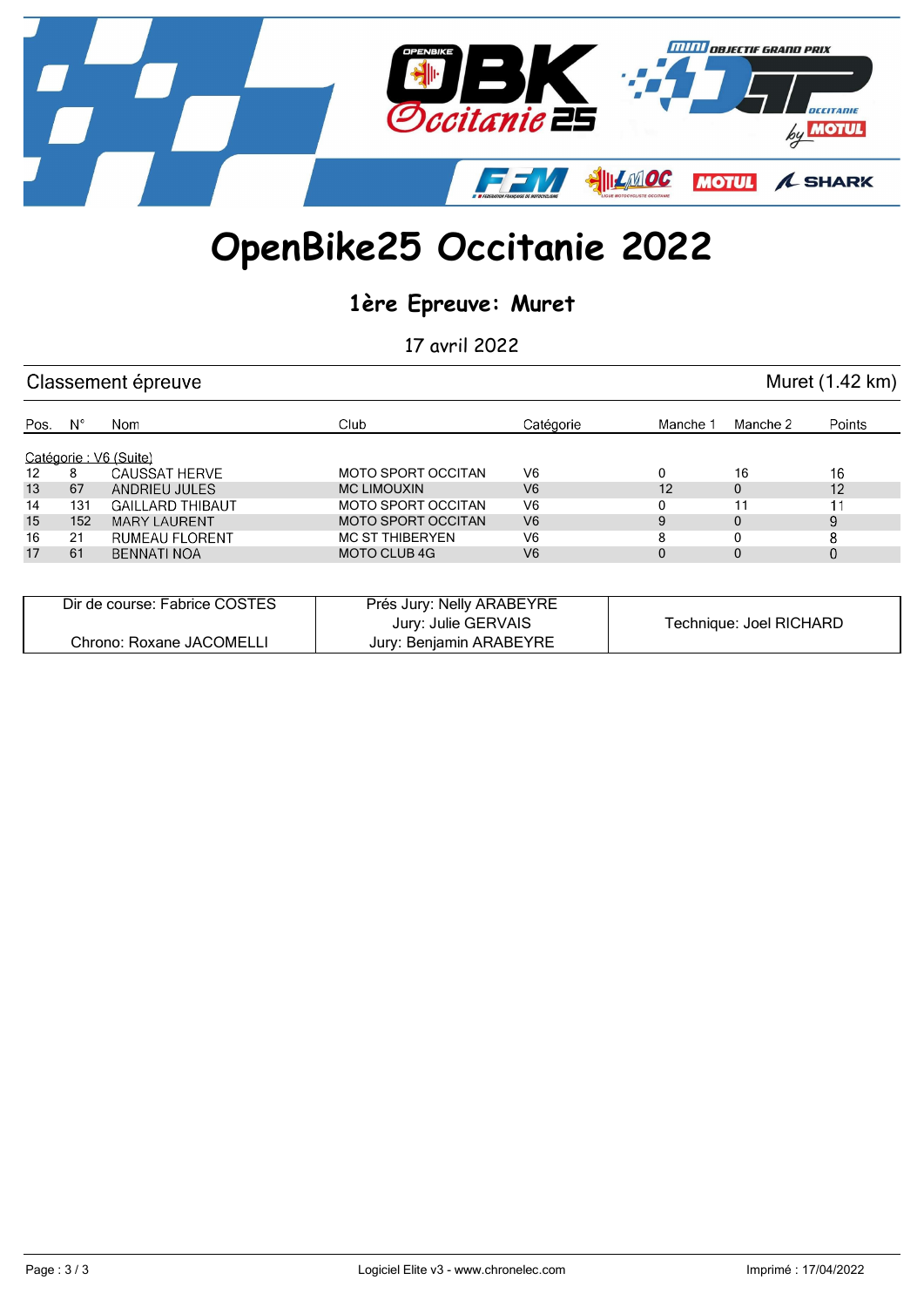# OpenBike25 Occitanie 2022

## 1ère Epreuve: Muret

17 avril 2022

Classement épreuve — Muret (1.42 km)

| Pos. | N° | Nom | Club | Catégorie | Manche 1 | Manche 2 | Points |
|---|---|---|---|---|---|---|---|
| Catégorie : V6 (Suite) | | | | | | | |
| 12 | 8 | CAUSSAT HERVE | MOTO SPORT OCCITAN | V6 | 0 | 16 | 16 |
| 13 | 67 | ANDRIEU JULES | MC LIMOUXIN | V6 | 12 | 0 | 12 |
| 14 | 131 | GAILLARD THIBAUT | MOTO SPORT OCCITAN | V6 | 0 | 11 | 11 |
| 15 | 152 | MARY LAURENT | MOTO SPORT OCCITAN | V6 | 9 | 0 | 9 |
| 16 | 21 | RUMEAU FLORENT | MC ST THIBERYEN | V6 | 8 | 0 | 8 |
| 17 | 61 | BENNATI NOA | MOTO CLUB 4G | V6 | 0 | 0 | 0 |

| | | |
|---|---|---|
| Dir de course: Fabrice COSTES<br>Chrono: Roxane JACOMELLI | Prés Jury: Nelly ARABEYRE<br>Jury: Julie GERVAIS<br>Jury: Benjamin ARABEYRE | Technique: Joel RICHARD |

Logiciel Elite v3 - www.chronelec.com

Imprimé : 17/04/2022